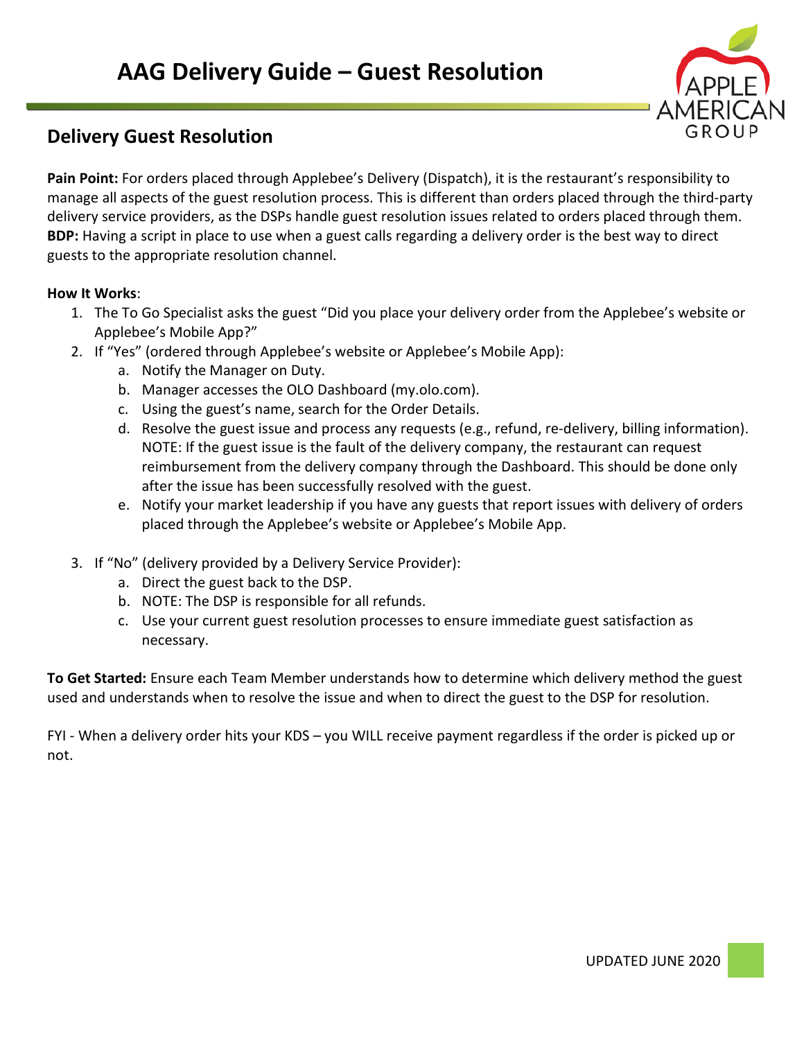# AAG Delivery Guide – Guest Resolution

## Delivery Guest Resolution

**Pain Point:** For orders placed through Applebee's Delivery (Dispatch), it is the restaurant's responsibility to manage all aspects of the guest resolution process. This is different than orders placed through the third-party delivery service providers, as the DSPs handle guest resolution issues related to orders placed through them.
**BDP:** Having a script in place to use when a guest calls regarding a delivery order is the best way to direct guests to the appropriate resolution channel.

**How It Works**:

1. The To Go Specialist asks the guest "Did you place your delivery order from the Applebee's website or Applebee's Mobile App?"
2. If "Yes" (ordered through Applebee's website or Applebee's Mobile App):
   a. Notify the Manager on Duty.
   b. Manager accesses the OLO Dashboard (my.olo.com).
   c. Using the guest's name, search for the Order Details.
   d. Resolve the guest issue and process any requests (e.g., refund, re-delivery, billing information). NOTE: If the guest issue is the fault of the delivery company, the restaurant can request reimbursement from the delivery company through the Dashboard. This should be done only after the issue has been successfully resolved with the guest.
   e. Notify your market leadership if you have any guests that report issues with delivery of orders placed through the Applebee's website or Applebee's Mobile App.
3. If "No" (delivery provided by a Delivery Service Provider):
   a. Direct the guest back to the DSP.
   b. NOTE: The DSP is responsible for all refunds.
   c. Use your current guest resolution processes to ensure immediate guest satisfaction as necessary.

**To Get Started:** Ensure each Team Member understands how to determine which delivery method the guest used and understands when to resolve the issue and when to direct the guest to the DSP for resolution.

FYI - When a delivery order hits your KDS – you WILL receive payment regardless if the order is picked up or not.

UPDATED JUNE 2020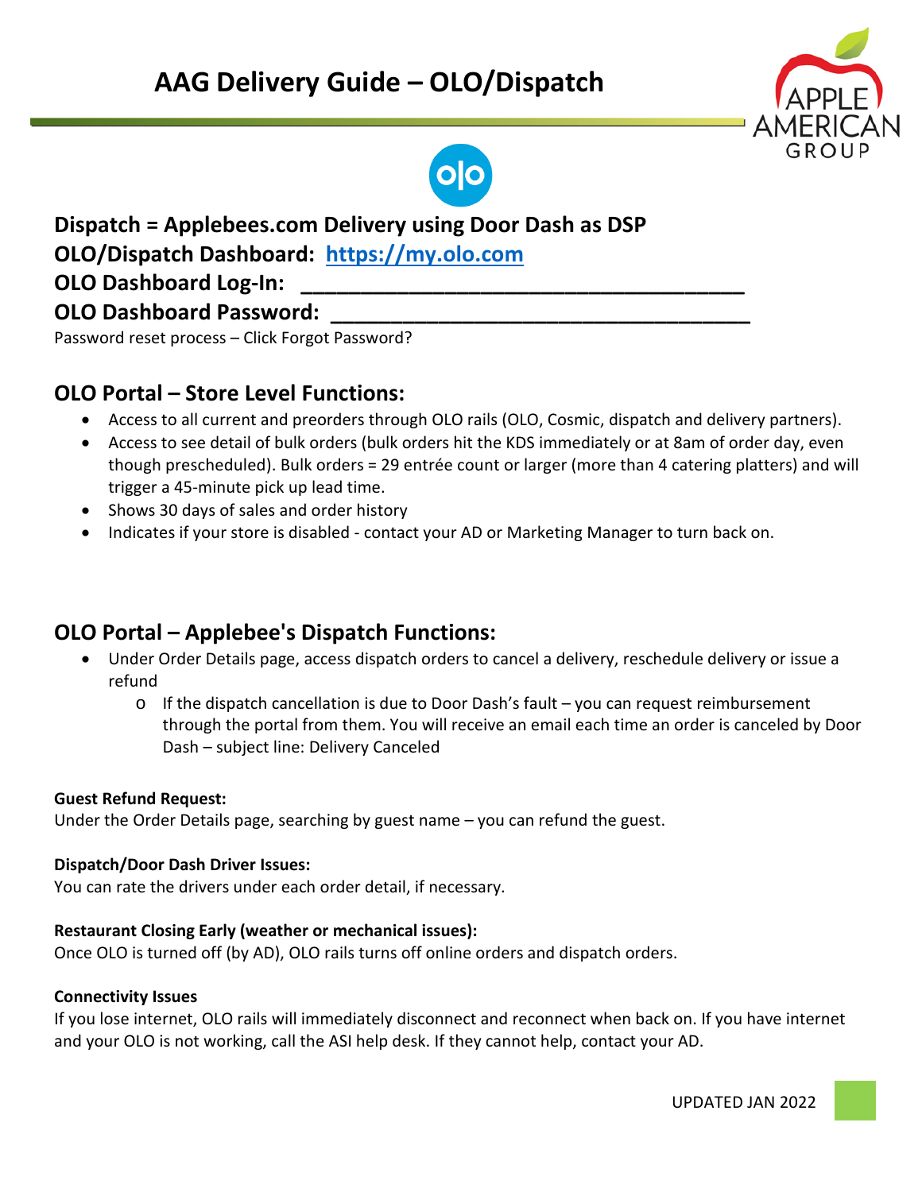# AAG Delivery Guide – OLO/Dispatch

**Dispatch = Applebees.com Delivery using Door Dash as DSP**
**OLO/Dispatch Dashboard: [https://my.olo.com](https://my.olo.com)**
**OLO Dashboard Log-In: ___________________________________**
**OLO Dashboard Password: _________________________________**

Password reset process – Click Forgot Password?

## OLO Portal – Store Level Functions:

- Access to all current and preorders through OLO rails (OLO, Cosmic, dispatch and delivery partners).
- Access to see detail of bulk orders (bulk orders hit the KDS immediately or at 8am of order day, even though prescheduled). Bulk orders = 29 entrée count or larger (more than 4 catering platters) and will trigger a 45-minute pick up lead time.
- Shows 30 days of sales and order history
- Indicates if your store is disabled - contact your AD or Marketing Manager to turn back on.

## OLO Portal – Applebee's Dispatch Functions:

- Under Order Details page, access dispatch orders to cancel a delivery, reschedule delivery or issue a refund
  - If the dispatch cancellation is due to Door Dash's fault – you can request reimbursement through the portal from them. You will receive an email each time an order is canceled by Door Dash – subject line: Delivery Canceled

**Guest Refund Request:**
Under the Order Details page, searching by guest name – you can refund the guest.

**Dispatch/Door Dash Driver Issues:**
You can rate the drivers under each order detail, if necessary.

**Restaurant Closing Early (weather or mechanical issues):**
Once OLO is turned off (by AD), OLO rails turns off online orders and dispatch orders.

**Connectivity Issues**
If you lose internet, OLO rails will immediately disconnect and reconnect when back on. If you have internet and your OLO is not working, call the ASI help desk. If they cannot help, contact your AD.

UPDATED JAN 2022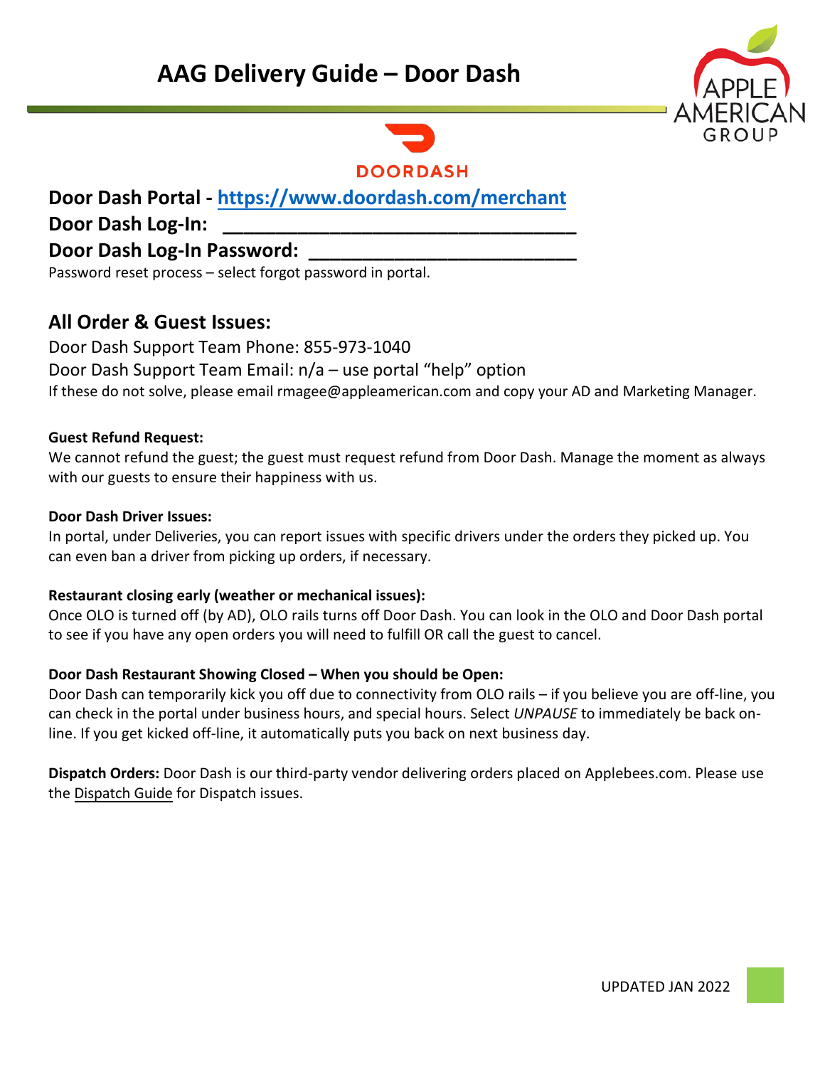# AAG Delivery Guide – Door Dash

DOORDASH

**Door Dash Portal - [https://www.doordash.com/merchant](https://www.doordash.com/merchant)**

**Door Dash Log-In: _______________________________**

**Door Dash Log-In Password: ________________________**

Password reset process – select forgot password in portal.

## All Order & Guest Issues:

Door Dash Support Team Phone: 855-973-1040

Door Dash Support Team Email: n/a – use portal "help" option

If these do not solve, please email rmagee@appleamerican.com and copy your AD and Marketing Manager.

**Guest Refund Request:**

We cannot refund the guest; the guest must request refund from Door Dash. Manage the moment as always with our guests to ensure their happiness with us.

**Door Dash Driver Issues:**

In portal, under Deliveries, you can report issues with specific drivers under the orders they picked up. You can even ban a driver from picking up orders, if necessary.

**Restaurant closing early (weather or mechanical issues):**

Once OLO is turned off (by AD), OLO rails turns off Door Dash. You can look in the OLO and Door Dash portal to see if you have any open orders you will need to fulfill OR call the guest to cancel.

**Door Dash Restaurant Showing Closed – When you should be Open:**

Door Dash can temporarily kick you off due to connectivity from OLO rails – if you believe you are off-line, you can check in the portal under business hours, and special hours. Select *UNPAUSE* to immediately be back on-line. If you get kicked off-line, it automatically puts you back on next business day.

**Dispatch Orders:** Door Dash is our third-party vendor delivering orders placed on Applebees.com. Please use the Dispatch Guide for Dispatch issues.

UPDATED JAN 2022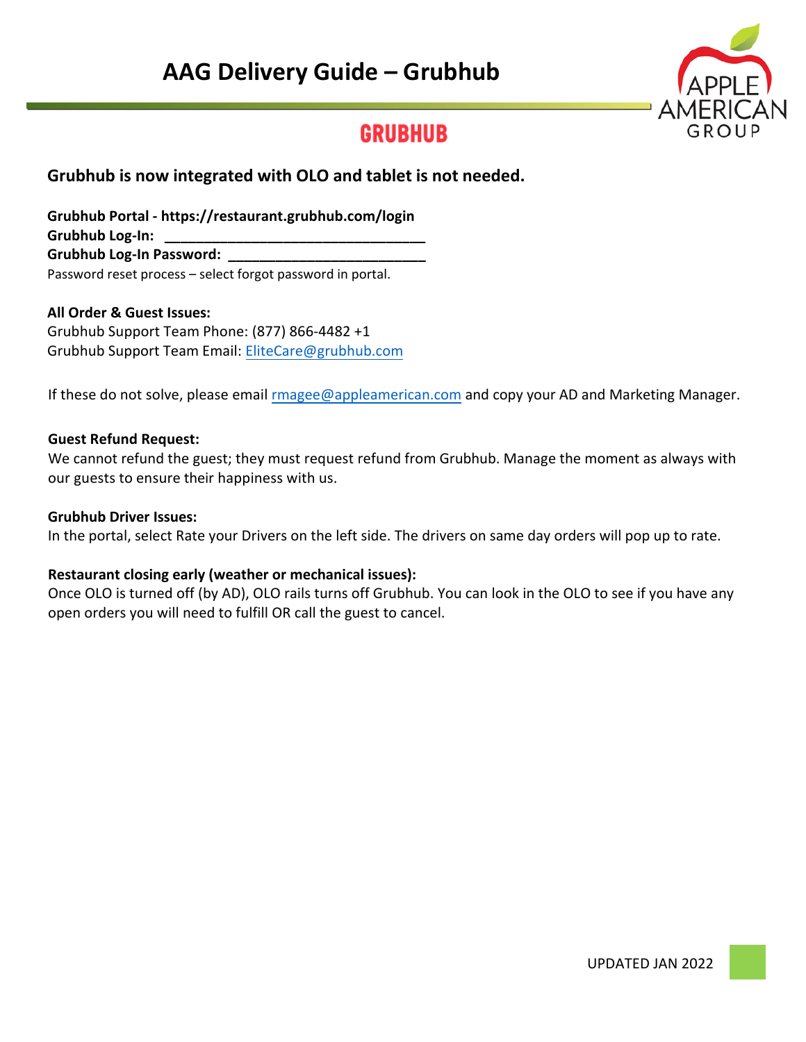# AAG Delivery Guide – Grubhub

## GRUBHUB

**Grubhub is now integrated with OLO and tablet is not needed.**

**Grubhub Portal - https://restaurant.grubhub.com/login**
**Grubhub Log-In: ________________________________**
**Grubhub Log-In Password: _________________________**
Password reset process – select forgot password in portal.

**All Order & Guest Issues:**
Grubhub Support Team Phone: (877) 866-4482 +1
Grubhub Support Team Email: EliteCare@grubhub.com

If these do not solve, please email rmagee@appleamerican.com and copy your AD and Marketing Manager.

**Guest Refund Request:**
We cannot refund the guest; they must request refund from Grubhub. Manage the moment as always with our guests to ensure their happiness with us.

**Grubhub Driver Issues:**
In the portal, select Rate your Drivers on the left side. The drivers on same day orders will pop up to rate.

**Restaurant closing early (weather or mechanical issues):**
Once OLO is turned off (by AD), OLO rails turns off Grubhub. You can look in the OLO to see if you have any open orders you will need to fulfill OR call the guest to cancel.

UPDATED JAN 2022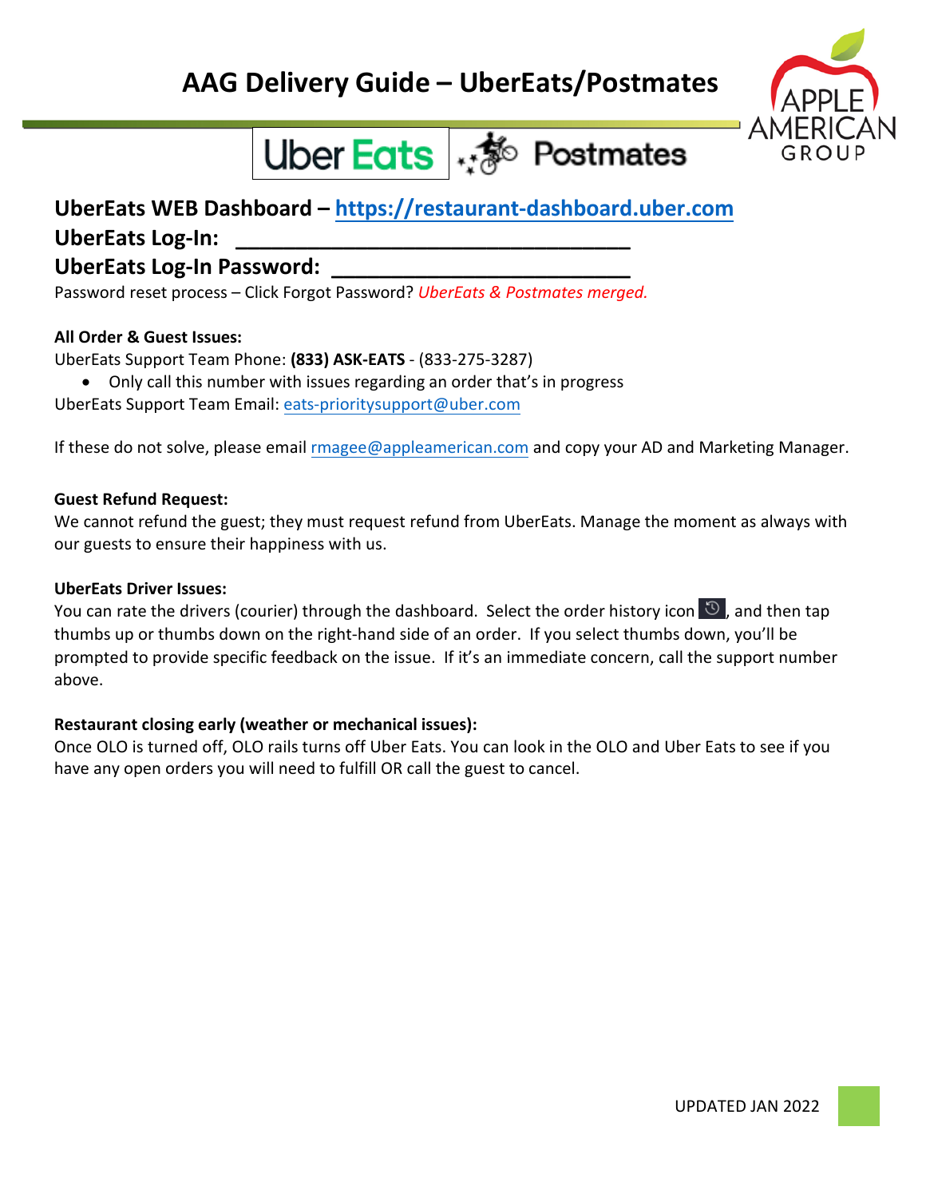# AAG Delivery Guide – UberEats/Postmates

**UberEats WEB Dashboard – [https://restaurant-dashboard.uber.com](https://restaurant-dashboard.uber.com)**

**UberEats Log-In: _______________________________**

**UberEats Log-In Password: _________________________**

Password reset process – Click Forgot Password? *UberEats & Postmates merged.*

**All Order & Guest Issues:**

UberEats Support Team Phone: **(833) ASK-EATS** - (833-275-3287)

- Only call this number with issues regarding an order that's in progress

UberEats Support Team Email: eats-prioritysupport@uber.com

If these do not solve, please email rmagee@appleamerican.com and copy your AD and Marketing Manager.

**Guest Refund Request:**

We cannot refund the guest; they must request refund from UberEats. Manage the moment as always with our guests to ensure their happiness with us.

**UberEats Driver Issues:**

You can rate the drivers (courier) through the dashboard. Select the order history icon, and then tap thumbs up or thumbs down on the right-hand side of an order. If you select thumbs down, you'll be prompted to provide specific feedback on the issue. If it's an immediate concern, call the support number above.

**Restaurant closing early (weather or mechanical issues):**

Once OLO is turned off, OLO rails turns off Uber Eats. You can look in the OLO and Uber Eats to see if you have any open orders you will need to fulfill OR call the guest to cancel.

UPDATED JAN 2022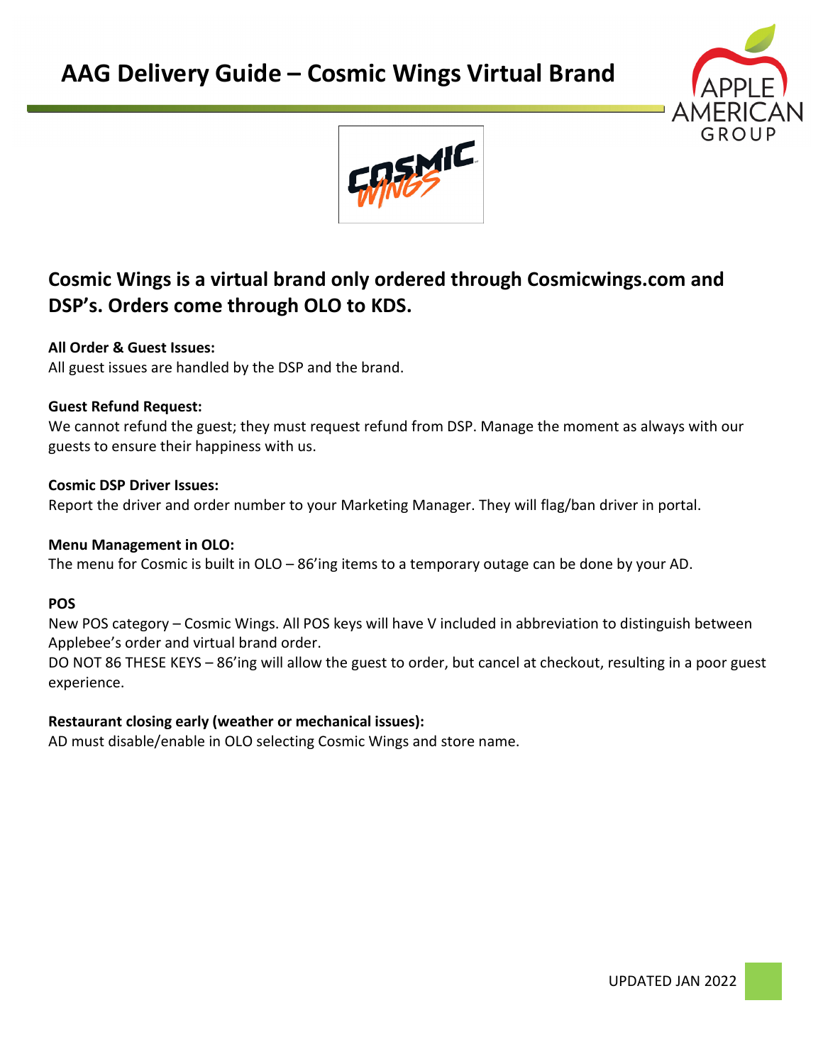# AAG Delivery Guide – Cosmic Wings Virtual Brand

## Cosmic Wings is a virtual brand only ordered through Cosmicwings.com and DSP's. Orders come through OLO to KDS.

**All Order & Guest Issues:**
All guest issues are handled by the DSP and the brand.

**Guest Refund Request:**
We cannot refund the guest; they must request refund from DSP. Manage the moment as always with our guests to ensure their happiness with us.

**Cosmic DSP Driver Issues:**
Report the driver and order number to your Marketing Manager. They will flag/ban driver in portal.

**Menu Management in OLO:**
The menu for Cosmic is built in OLO – 86'ing items to a temporary outage can be done by your AD.

**POS**
New POS category – Cosmic Wings. All POS keys will have V included in abbreviation to distinguish between Applebee's order and virtual brand order.
DO NOT 86 THESE KEYS – 86'ing will allow the guest to order, but cancel at checkout, resulting in a poor guest experience.

**Restaurant closing early (weather or mechanical issues):**
AD must disable/enable in OLO selecting Cosmic Wings and store name.

UPDATED JAN 2022